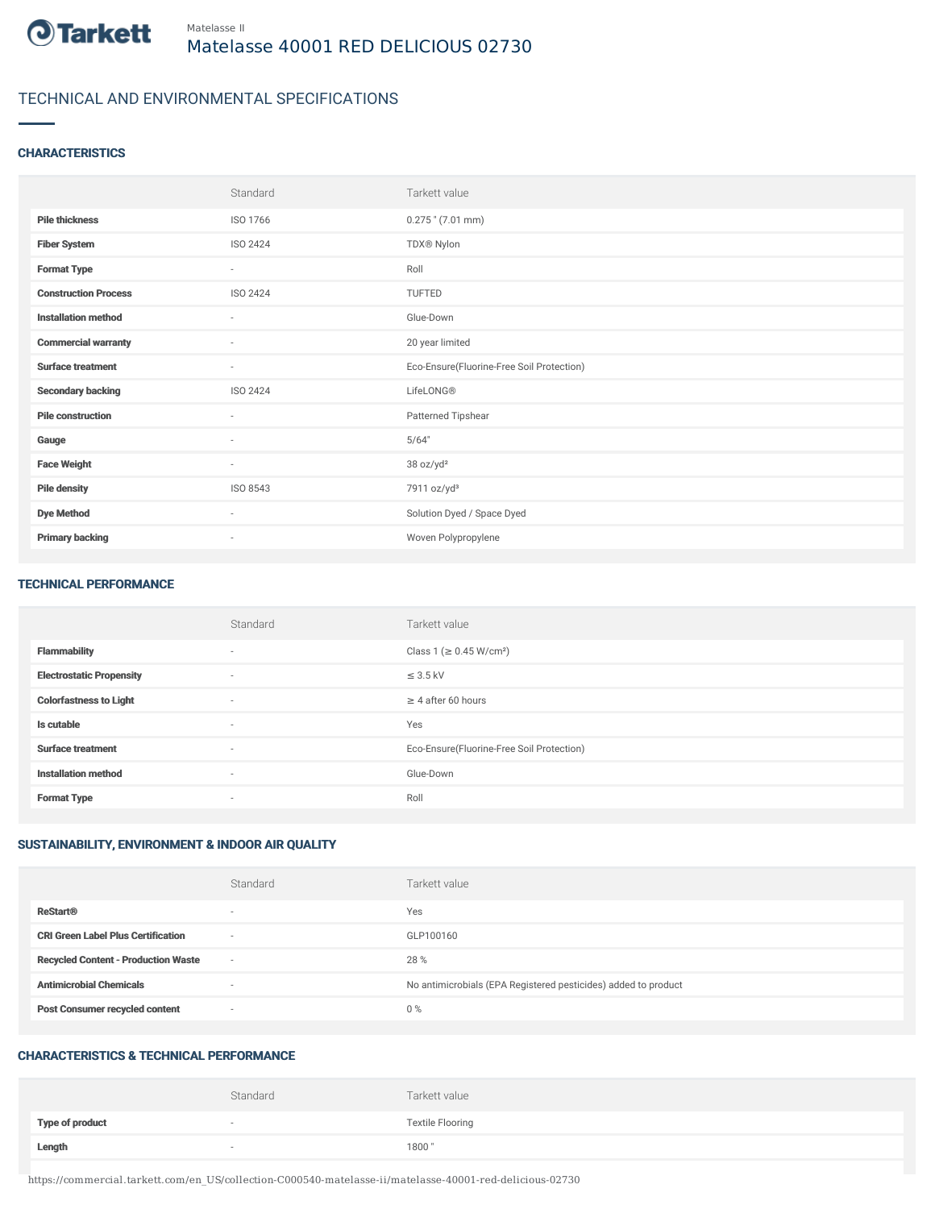Matelasse II

# Matelasse 40001 RED DELICIOUS 02730

## TECHNICAL AND ENVIRONMENTAL SPECIFICATIONS

### CHARACTERISTICS

| | Standard | Tarkett value |
|---|---|---|
| **Pile thickness** | ISO 1766 | 0.275 " (7.01 mm) |
| **Fiber System** | ISO 2424 | TDX® Nylon |
| **Format Type** | - | Roll |
| **Construction Process** | ISO 2424 | TUFTED |
| **Installation method** | - | Glue-Down |
| **Commercial warranty** | - | 20 year limited |
| **Surface treatment** | - | Eco-Ensure(Fluorine-Free Soil Protection) |
| **Secondary backing** | ISO 2424 | LifeLONG® |
| **Pile construction** | - | Patterned Tipshear |
| **Gauge** | - | 5/64" |
| **Face Weight** | - | 38 oz/yd² |
| **Pile density** | ISO 8543 | 7911 oz/yd³ |
| **Dye Method** | - | Solution Dyed / Space Dyed |
| **Primary backing** | - | Woven Polypropylene |

### TECHNICAL PERFORMANCE

| | Standard | Tarkett value |
|---|---|---|
| **Flammability** | - | Class 1 (≥ 0.45 W/cm²) |
| **Electrostatic Propensity** | - | ≤ 3.5 kV |
| **Colorfastness to Light** | - | ≥ 4 after 60 hours |
| **Is cutable** | - | Yes |
| **Surface treatment** | - | Eco-Ensure(Fluorine-Free Soil Protection) |
| **Installation method** | - | Glue-Down |
| **Format Type** | - | Roll |

### SUSTAINABILITY, ENVIRONMENT & INDOOR AIR QUALITY

| | Standard | Tarkett value |
|---|---|---|
| **ReStart®** | - | Yes |
| **CRI Green Label Plus Certification** | - | GLP100160 |
| **Recycled Content - Production Waste** | - | 28 % |
| **Antimicrobial Chemicals** | - | No antimicrobials (EPA Registered pesticides) added to product |
| **Post Consumer recycled content** | - | 0 % |

### CHARACTERISTICS & TECHNICAL PERFORMANCE

| | Standard | Tarkett value |
|---|---|---|
| **Type of product** | - | Textile Flooring |
| **Length** | - | 1800 " |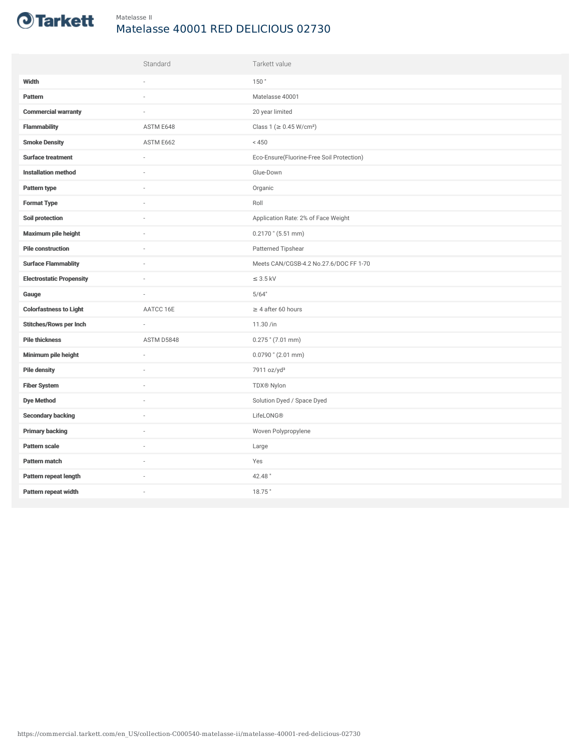Matelasse II

# Matelasse 40001 RED DELICIOUS 02730

| | Standard | Tarkett value |
|---|---|---|
| **Width** | - | 150 " |
| **Pattern** | - | Matelasse 40001 |
| **Commercial warranty** | - | 20 year limited |
| **Flammability** | ASTM E648 | Class 1 (≥ 0.45 W/cm²) |
| **Smoke Density** | ASTM E662 | < 450 |
| **Surface treatment** | - | Eco-Ensure(Fluorine-Free Soil Protection) |
| **Installation method** | - | Glue-Down |
| **Pattern type** | - | Organic |
| **Format Type** | - | Roll |
| **Soil protection** | - | Application Rate: 2% of Face Weight |
| **Maximum pile height** | - | 0.2170 " (5.51 mm) |
| **Pile construction** | - | Patterned Tipshear |
| **Surface Flammablity** | - | Meets CAN/CGSB-4.2 No.27.6/DOC FF 1-70 |
| **Electrostatic Propensity** | - | ≤ 3.5 kV |
| **Gauge** | - | 5/64" |
| **Colorfastness to Light** | AATCC 16E | ≥ 4 after 60 hours |
| **Stitches/Rows per Inch** | - | 11.30 /in |
| **Pile thickness** | ASTM D5848 | 0.275 " (7.01 mm) |
| **Minimum pile height** | - | 0.0790 " (2.01 mm) |
| **Pile density** | - | 7911 oz/yd³ |
| **Fiber System** | - | TDX® Nylon |
| **Dye Method** | - | Solution Dyed / Space Dyed |
| **Secondary backing** | - | LifeLONG® |
| **Primary backing** | - | Woven Polypropylene |
| **Pattern scale** | - | Large |
| **Pattern match** | - | Yes |
| **Pattern repeat length** | - | 42.48 " |
| **Pattern repeat width** | - | 18.75 " |

https://commercial.tarkett.com/en_US/collection-C000540-matelasse-ii/matelasse-40001-red-delicious-02730